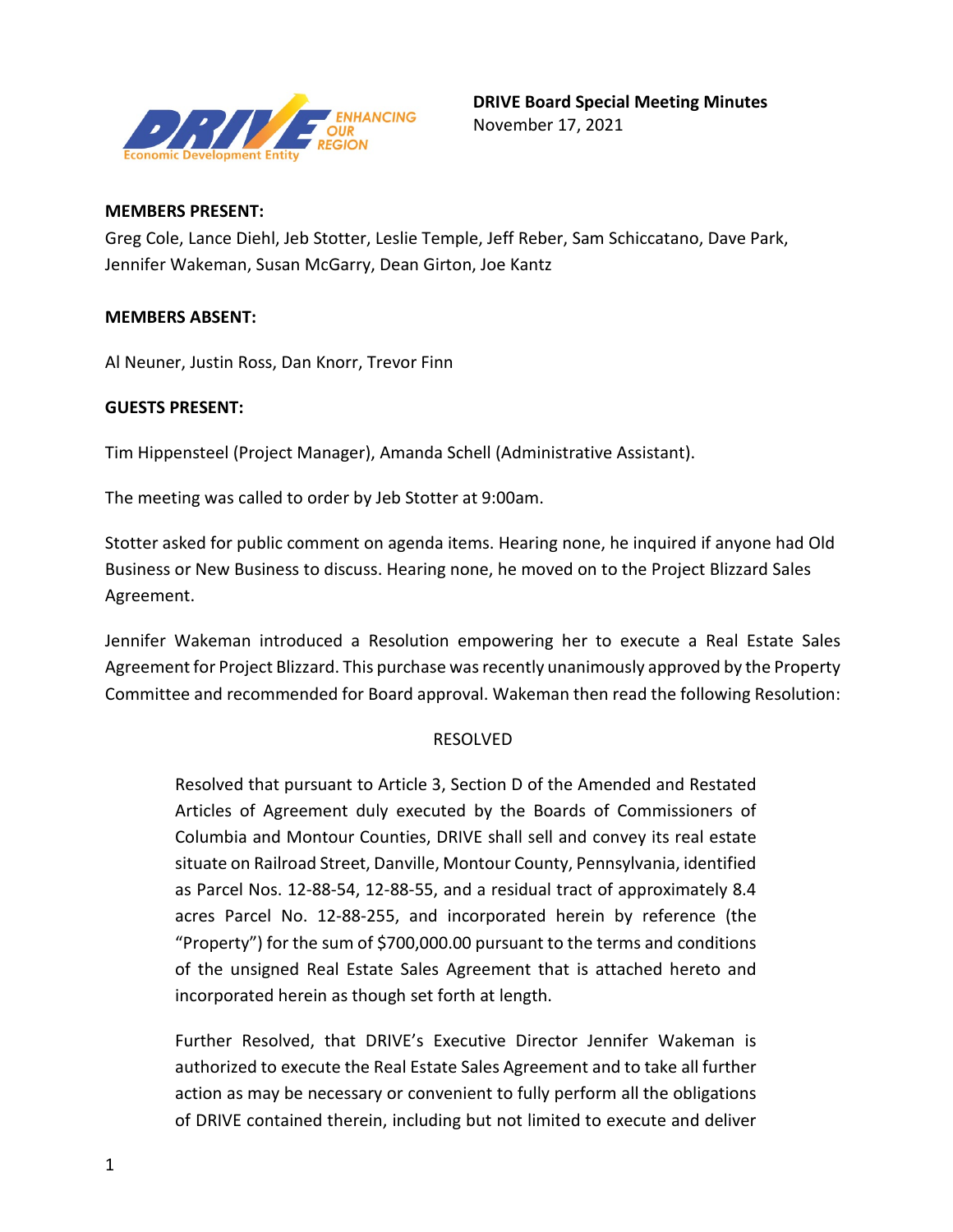**DRIVE Board Special Meeting Minutes**
November 17, 2021

**MEMBERS PRESENT:**
Greg Cole, Lance Diehl, Jeb Stotter, Leslie Temple, Jeff Reber, Sam Schiccatano, Dave Park, Jennifer Wakeman, Susan McGarry, Dean Girton, Joe Kantz

**MEMBERS ABSENT:**

Al Neuner, Justin Ross, Dan Knorr, Trevor Finn

**GUESTS PRESENT:**

Tim Hippensteel (Project Manager), Amanda Schell (Administrative Assistant).

The meeting was called to order by Jeb Stotter at 9:00am.

Stotter asked for public comment on agenda items. Hearing none, he inquired if anyone had Old Business or New Business to discuss. Hearing none, he moved on to the Project Blizzard Sales Agreement.

Jennifer Wakeman introduced a Resolution empowering her to execute a Real Estate Sales Agreement for Project Blizzard. This purchase was recently unanimously approved by the Property Committee and recommended for Board approval. Wakeman then read the following Resolution:

RESOLVED

> Resolved that pursuant to Article 3, Section D of the Amended and Restated Articles of Agreement duly executed by the Boards of Commissioners of Columbia and Montour Counties, DRIVE shall sell and convey its real estate situate on Railroad Street, Danville, Montour County, Pennsylvania, identified as Parcel Nos. 12-88-54, 12-88-55, and a residual tract of approximately 8.4 acres Parcel No. 12-88-255, and incorporated herein by reference (the "Property") for the sum of $700,000.00 pursuant to the terms and conditions of the unsigned Real Estate Sales Agreement that is attached hereto and incorporated herein as though set forth at length.
>
> Further Resolved, that DRIVE's Executive Director Jennifer Wakeman is authorized to execute the Real Estate Sales Agreement and to take all further action as may be necessary or convenient to fully perform all the obligations of DRIVE contained therein, including but not limited to execute and deliver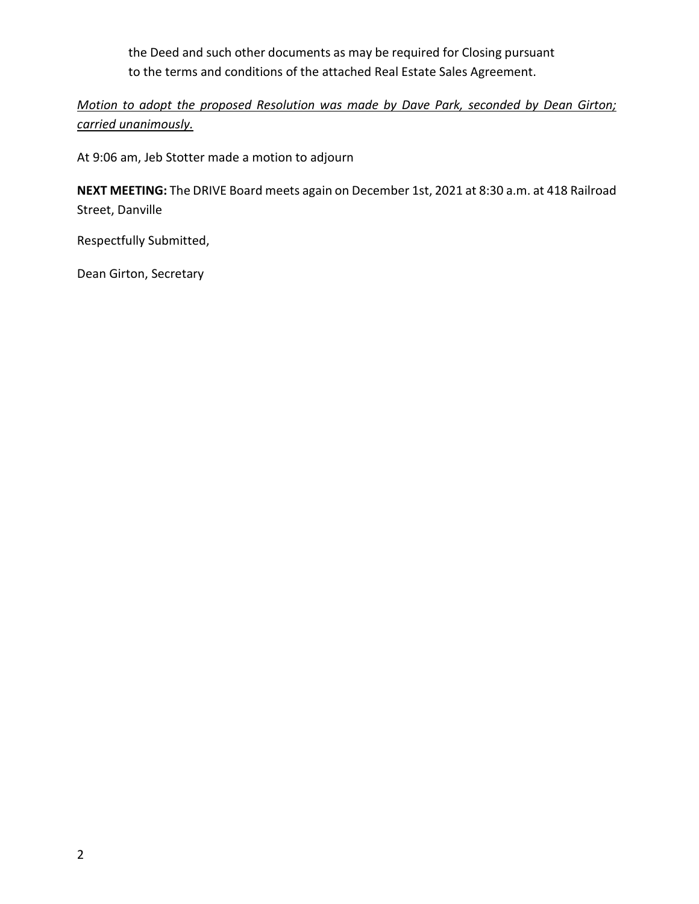the Deed and such other documents as may be required for Closing pursuant to the terms and conditions of the attached Real Estate Sales Agreement.

*Motion to adopt the proposed Resolution was made by Dave Park, seconded by Dean Girton; carried unanimously.*

At 9:06 am, Jeb Stotter made a motion to adjourn

**NEXT MEETING:** The DRIVE Board meets again on December 1st, 2021 at 8:30 a.m. at 418 Railroad Street, Danville

Respectfully Submitted,

Dean Girton, Secretary